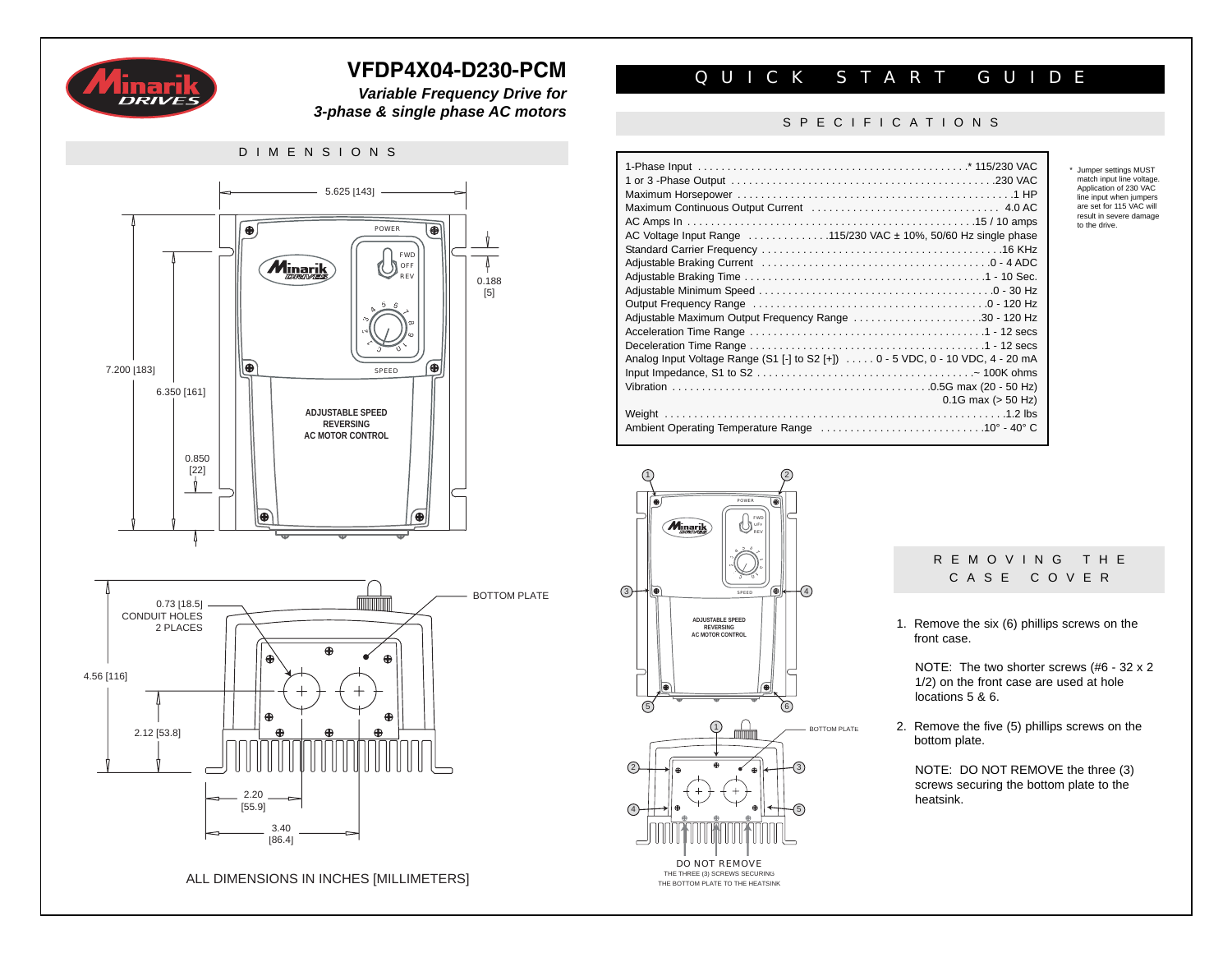# VFDP4X04-D230-PCM

***Variable Frequency Drive for 3-phase & single phase AC motors***

## QUICK START GUIDE

## DIMENSIONS

5.625 [143]

7.200 [183]

6.350 [161]

0.850 [22]

0.188 [5]

POWER

FWD OFF REV

SPEED

ADJUSTABLE SPEED
REVERSING
AC MOTOR CONTROL

0.73 [18.5]
CONDUIT HOLES
2 PLACES

BOTTOM PLATE

4.56 [116]

2.12 [53.8]

2.20 [55.9]

3.40 [86.4]

ALL DIMENSIONS IN INCHES [MILLIMETERS]

## SPECIFICATIONS

| Specification | Value |
|---|---|
| 1-Phase Input | * 115/230 VAC |
| 1 or 3 -Phase Output | 230 VAC |
| Maximum Horsepower | 1 HP |
| Maximum Continuous Output Current | 4.0 AC |
| AC Amps In | 15 / 10 amps |
| AC Voltage Input Range | 115/230 VAC ± 10%, 50/60 Hz single phase |
| Standard Carrier Frequency | 16 KHz |
| Adjustable Braking Current | 0 - 4 ADC |
| Adjustable Braking Time | 1 - 10 Sec. |
| Adjustable Minimum Speed | 0 - 30 Hz |
| Output Frequency Range | 0 - 120 Hz |
| Adjustable Maximum Output Frequency Range | 30 - 120 Hz |
| Acceleration Time Range | 1 - 12 secs |
| Deceleration Time Range | 1 - 12 secs |
| Analog Input Voltage Range (S1 [-] to S2 [+]) | 0 - 5 VDC, 0 - 10 VDC, 4 - 20 mA |
| Input Impedance, S1 to S2 | ~ 100K ohms |
| Vibration | 0.5G max (20 - 50 Hz) 0.1G max (> 50 Hz) |
| Weight | 1.2 lbs |
| Ambient Operating Temperature Range | 10° - 40° C |

* Jumper settings MUST match input line voltage. Application of 230 VAC line input when jumpers are set for 115 VAC will result in severe damage to the drive.

BOTTOM PLATE

DO NOT REMOVE
THE THREE (3) SCREWS SECURING THE BOTTOM PLATE TO THE HEATSINK

## REMOVING THE CASE COVER

1. Remove the six (6) phillips screws on the front case.

   NOTE: The two shorter screws (#6 - 32 x 2 1/2) on the front case are used at hole locations 5 & 6.

2. Remove the five (5) phillips screws on the bottom plate.

   NOTE: DO NOT REMOVE the three (3) screws securing the bottom plate to the heatsink.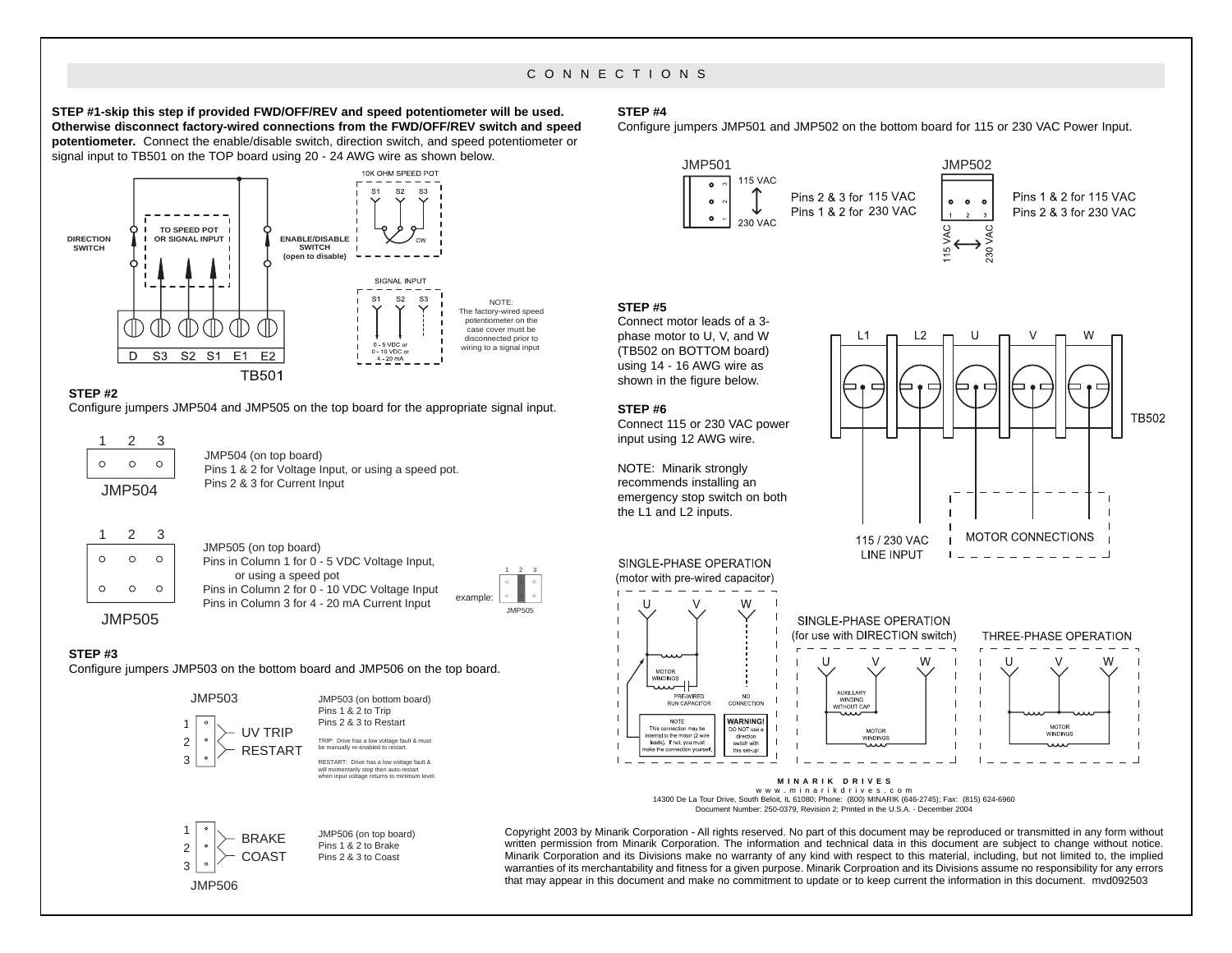## CONNECTIONS

**STEP #1-skip this step if provided FWD/OFF/REV and speed potentiometer will be used. Otherwise disconnect factory-wired connections from the FWD/OFF/REV switch and speed potentiometer.** Connect the enable/disable switch, direction switch, and speed potentiometer or signal input to TB501 on the TOP board using 20 - 24 AWG wire as shown below.

DIRECTION SWITCH

TO SPEED POT OR SIGNAL INPUT

ENABLE/DISABLE SWITCH (open to disable)

10K OHM SPEED POT

S1 S2 S3

CW

SIGNAL INPUT

S1 S2 S3

0 - 5 VDC or 0 - 10 VDC or 4 - 20 mA

NOTE: The factory-wired speed potentiometer on the case cover must be disconnected prior to wiring to a signal input

D S3 S2 S1 E1 E2

TB501

**STEP #2**

Configure jumpers JMP504 and JMP505 on the top board for the appropriate signal input.

1 2 3

JMP504

JMP504 (on top board)
Pins 1 & 2 for Voltage Input, or using a speed pot.
Pins 2 & 3 for Current Input

1 2 3

JMP505

JMP505 (on top board)
Pins in Column 1 for 0 - 5 VDC Voltage Input, or using a speed pot
Pins in Column 2 for 0 - 10 VDC Voltage Input
Pins in Column 3 for 4 - 20 mA Current Input

example: 1 2 3 JMP505

**STEP #3**

Configure jumpers JMP503 on the bottom board and JMP506 on the top board.

JMP503

1 2 3

UV TRIP
RESTART

JMP503 (on bottom board)
Pins 1 & 2 to Trip
Pins 2 & 3 to Restart

TRIP: Drive has a low voltage fault & must be manually re-enabled to restart.

RESTART: Drive has a low voltage fault & will momentarily stop then auto-restart when input voltage returns to minimum level.

1 2 3

BRAKE
COAST

JMP506

JMP506 (on top board)
Pins 1 & 2 to Brake
Pins 2 & 3 to Coast

**STEP #4**

Configure jumpers JMP501 and JMP502 on the bottom board for 115 or 230 VAC Power Input.

JMP501

115 VAC
230 VAC

Pins 2 & 3 for 115 VAC
Pins 1 & 2 for 230 VAC

JMP502

1 2 3

115 VAC ⟷ 230 VAC

Pins 1 & 2 for 115 VAC
Pins 2 & 3 for 230 VAC

**STEP #5**

Connect motor leads of a 3-phase motor to U, V, and W (TB502 on BOTTOM board) using 14 - 16 AWG wire as shown in the figure below.

**STEP #6**

Connect 115 or 230 VAC power input using 12 AWG wire.

NOTE: Minarik strongly recommends installing an emergency stop switch on both the L1 and L2 inputs.

L1 L2 U V W

TB502

115 / 230 VAC LINE INPUT

MOTOR CONNECTIONS

SINGLE-PHASE OPERATION
(motor with pre-wired capacitor)

U V W

MOTOR WINDINGS

PRE-WIRED RUN CAPACITOR

NO CONNECTION

NOTE
This connection may be internal to the motor (2 wire leads). If not, you must make the connection yourself.

WARNING!
DO NOT use a direction switch with this set-up!

SINGLE-PHASE OPERATION
(for use with DIRECTION switch)

U V W

AUXILLARY WINDING WITHOUT CAP

MOTOR WINDINGS

THREE-PHASE OPERATION

U V W

MOTOR WINDINGS

**MINARIK DRIVES**
www.minarikdrives.com
14300 De La Tour Drive, South Beloit, IL 61080; Phone: (800) MINARIK (646-2745); Fax: (815) 624-6960
Document Number: 250-0379, Revision 2; Printed in the U.S.A. - December 2004

Copyright 2003 by Minarik Corporation - All rights reserved. No part of this document may be reproduced or transmitted in any form without written permission from Minarik Corporation. The information and technical data in this document are subject to change without notice. Minarik Corporation and its Divisions make no warranty of any kind with respect to this material, including, but not limited to, the implied warranties of its merchantability and fitness for a given purpose. Minarik Corproation and its Divisions assume no responsibility for any errors that may appear in this document and make no commitment to update or to keep current the information in this document. mvd092503